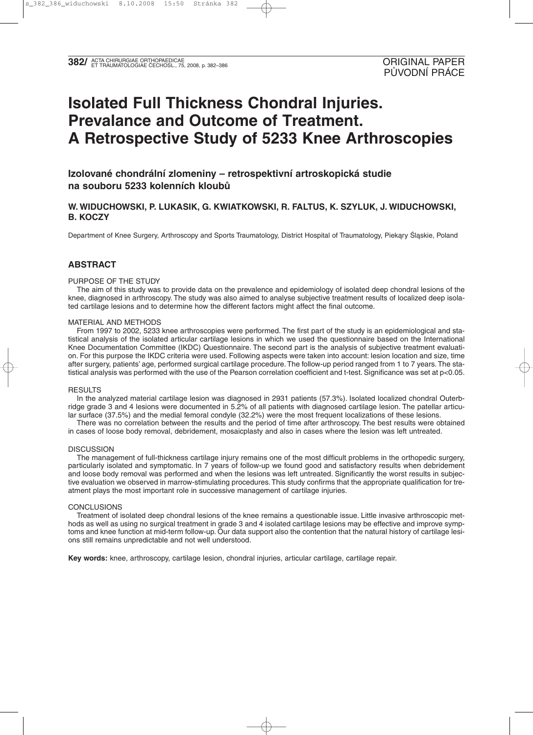ORIGINAL PAPER
PŮVODNÍ PRÁCE

# Isolated Full Thickness Chondral Injuries. Prevalance and Outcome of Treatment. A Retrospective Study of 5233 Knee Arthroscopies

## Izolované chondrální zlomeniny – retrospektivní artroskopická studie na souboru 5233 kolenních kloubů

**W. WIDUCHOWSKI, P. LUKASIK, G. KWIATKOWSKI, R. FALTUS, K. SZYLUK, J. WIDUCHOWSKI, B. KOCZY**

Department of Knee Surgery, Arthroscopy and Sports Traumatology, District Hospital of Traumatology, Piekąry Śląskie, Poland

## ABSTRACT

### PURPOSE OF THE STUDY

The aim of this study was to provide data on the prevalence and epidemiology of isolated deep chondral lesions of the knee, diagnosed in arthroscopy. The study was also aimed to analyse subjective treatment results of localized deep isolated cartilage lesions and to determine how the different factors might affect the final outcome.

### MATERIAL AND METHODS

From 1997 to 2002, 5233 knee arthroscopies were performed. The first part of the study is an epidemiological and statistical analysis of the isolated articular cartilage lesions in which we used the questionnaire based on the International Knee Documentation Committee (IKDC) Questionnaire. The second part is the analysis of subjective treatment evaluation. For this purpose the IKDC criteria were used. Following aspects were taken into account: lesion location and size, time after surgery, patients' age, performed surgical cartilage procedure. The follow-up period ranged from 1 to 7 years. The statistical analysis was performed with the use of the Pearson correlation coefficient and t-test. Significance was set at $p<0.05$.

### RESULTS

In the analyzed material cartilage lesion was diagnosed in 2931 patients (57.3%). Isolated localized chondral Outerbridge grade 3 and 4 lesions were documented in 5.2% of all patients with diagnosed cartilage lesion. The patellar articular surface (37.5%) and the medial femoral condyle (32.2%) were the most frequent localizations of these lesions.

There was no correlation between the results and the period of time after arthroscopy. The best results were obtained in cases of loose body removal, debridement, mosaicplasty and also in cases where the lesion was left untreated.

### DISCUSSION

The management of full-thickness cartilage injury remains one of the most difficult problems in the orthopedic surgery, particularly isolated and symptomatic. In 7 years of follow-up we found good and satisfactory results when debridement and loose body removal was performed and when the lesions was left untreated. Significantly the worst results in subjective evaluation we observed in marrow-stimulating procedures. This study confirms that the appropriate qualification for treatment plays the most important role in successive management of cartilage injuries.

### CONCLUSIONS

Treatment of isolated deep chondral lesions of the knee remains a questionable issue. Little invasive arthroscopic methods as well as using no surgical treatment in grade 3 and 4 isolated cartilage lesions may be effective and improve symptoms and knee function at mid-term follow-up. Our data support also the contention that the natural history of cartilage lesions still remains unpredictable and not well understood.

**Key words:** knee, arthroscopy, cartilage lesion, chondral injuries, articular cartilage, cartilage repair.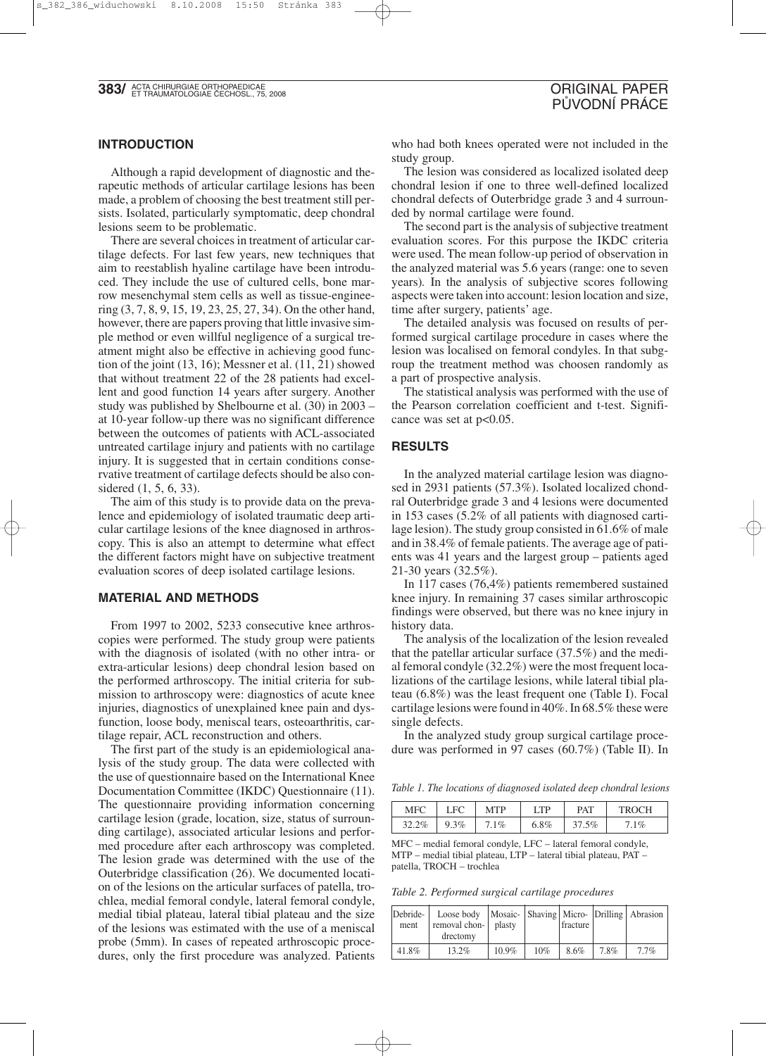## INTRODUCTION

Although a rapid development of diagnostic and therapeutic methods of articular cartilage lesions has been made, a problem of choosing the best treatment still persists. Isolated, particularly symptomatic, deep chondral lesions seem to be problematic.

There are several choices in treatment of articular cartilage defects. For last few years, new techniques that aim to reestablish hyaline cartilage have been introduced. They include the use of cultured cells, bone marrow mesenchymal stem cells as well as tissue-engineering (3, 7, 8, 9, 15, 19, 23, 25, 27, 34). On the other hand, however, there are papers proving that little invasive simple method or even willful negligence of a surgical treatment might also be effective in achieving good function of the joint (13, 16); Messner et al. (11, 21) showed that without treatment 22 of the 28 patients had excellent and good function 14 years after surgery. Another study was published by Shelbourne et al. (30) in 2003 – at 10-year follow-up there was no significant difference between the outcomes of patients with ACL-associated untreated cartilage injury and patients with no cartilage injury. It is suggested that in certain conditions conservative treatment of cartilage defects should be also considered (1, 5, 6, 33).

The aim of this study is to provide data on the prevalence and epidemiology of isolated traumatic deep articular cartilage lesions of the knee diagnosed in arthroscopy. This is also an attempt to determine what effect the different factors might have on subjective treatment evaluation scores of deep isolated cartilage lesions.

## MATERIAL AND METHODS

From 1997 to 2002, 5233 consecutive knee arthroscopies were performed. The study group were patients with the diagnosis of isolated (with no other intra- or extra-articular lesions) deep chondral lesion based on the performed arthroscopy. The initial criteria for submission to arthroscopy were: diagnostics of acute knee injuries, diagnostics of unexplained knee pain and dysfunction, loose body, meniscal tears, osteoarthritis, cartilage repair, ACL reconstruction and others.

The first part of the study is an epidemiological analysis of the study group. The data were collected with the use of questionnaire based on the International Knee Documentation Committee (IKDC) Questionnaire (11). The questionnaire providing information concerning cartilage lesion (grade, location, size, status of surrounding cartilage), associated articular lesions and performed procedure after each arthroscopy was completed. The lesion grade was determined with the use of the Outerbridge classification (26). We documented location of the lesions on the articular surfaces of patella, trochlea, medial femoral condyle, lateral femoral condyle, medial tibial plateau, lateral tibial plateau and the size of the lesions was estimated with the use of a meniscal probe (5mm). In cases of repeated arthroscopic procedures, only the first procedure was analyzed. Patients who had both knees operated were not included in the study group.

The lesion was considered as localized isolated deep chondral lesion if one to three well-defined localized chondral defects of Outerbridge grade 3 and 4 surrounded by normal cartilage were found.

The second part is the analysis of subjective treatment evaluation scores. For this purpose the IKDC criteria were used. The mean follow-up period of observation in the analyzed material was 5.6 years (range: one to seven years). In the analysis of subjective scores following aspects were taken into account: lesion location and size, time after surgery, patients' age.

The detailed analysis was focused on results of performed surgical cartilage procedure in cases where the lesion was localised on femoral condyles. In that subgroup the treatment method was choosen randomly as a part of prospective analysis.

The statistical analysis was performed with the use of the Pearson correlation coefficient and t-test. Significance was set at $p<0.05$.

## RESULTS

In the analyzed material cartilage lesion was diagnosed in 2931 patients (57.3%). Isolated localized chondral Outerbridge grade 3 and 4 lesions were documented in 153 cases (5.2% of all patients with diagnosed cartilage lesion). The study group consisted in 61.6% of male and in 38.4% of female patients. The average age of patients was 41 years and the largest group – patients aged 21-30 years (32.5%).

In 117 cases (76,4%) patients remembered sustained knee injury. In remaining 37 cases similar arthroscopic findings were observed, but there was no knee injury in history data.

The analysis of the localization of the lesion revealed that the patellar articular surface (37.5%) and the medial femoral condyle (32.2%) were the most frequent localizations of the cartilage lesions, while lateral tibial plateau (6.8%) was the least frequent one (Table I). Focal cartilage lesions were found in 40%. In 68.5% these were single defects.

In the analyzed study group surgical cartilage procedure was performed in 97 cases (60.7%) (Table II). In

*Table 1. The locations of diagnosed isolated deep chondral lesions*

| MFC | LFC | MTP | LTP | PAT | TROCH |
|---|---|---|---|---|---|
| 32.2% | 9.3% | 7.1% | 6.8% | 37.5% | 7.1% |

MFC – medial femoral condyle, LFC – lateral femoral condyle, MTP – medial tibial plateau, LTP – lateral tibial plateau, PAT – patella, TROCH – trochlea

*Table 2. Performed surgical cartilage procedures*

| Debridement | Loose body removal chondrectomy | Mosaicplasty | Shaving | Microfracture | Drilling | Abrasion |
|---|---|---|---|---|---|---|
| 41.8% | 13.2% | 10.9% | 10% | 8.6% | 7.8% | 7.7% |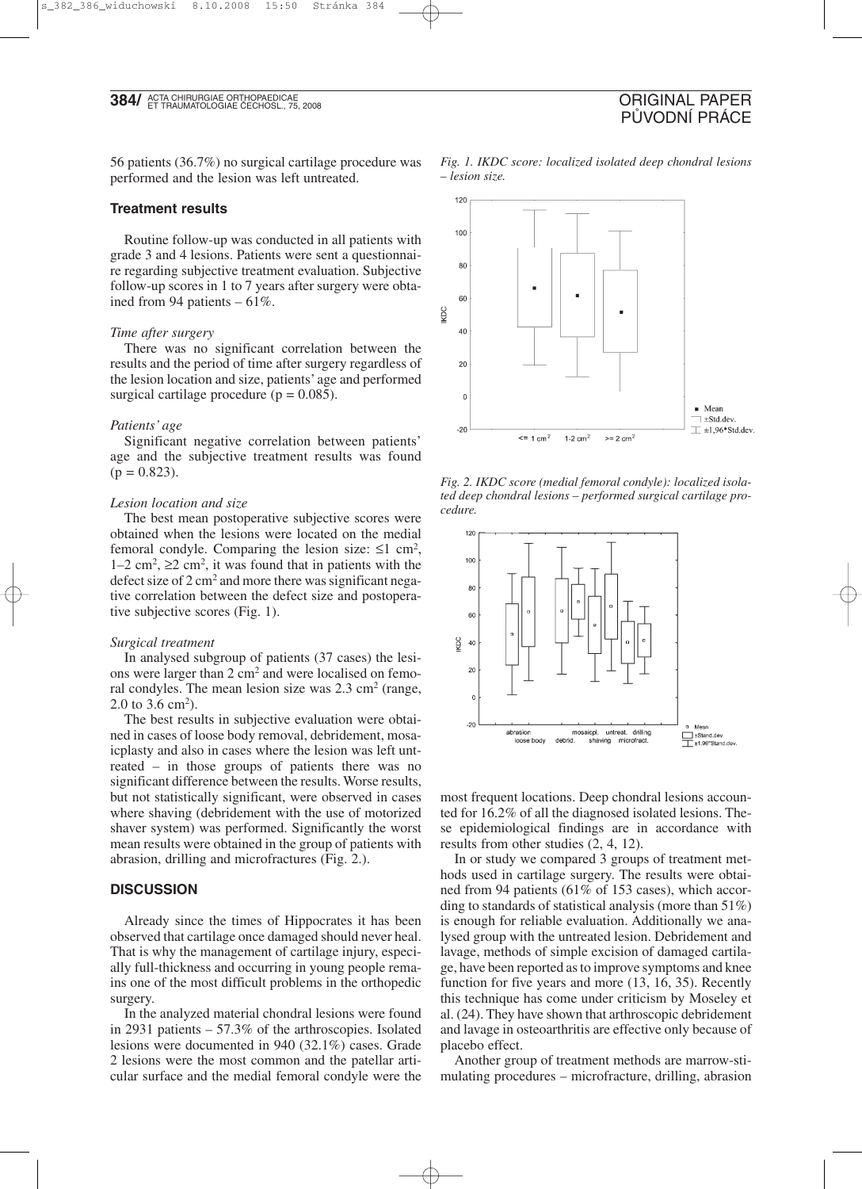56 patients (36.7%) no surgical cartilage procedure was performed and the lesion was left untreated.

### Treatment results

Routine follow-up was conducted in all patients with grade 3 and 4 lesions. Patients were sent a questionnaire regarding subjective treatment evaluation. Subjective follow-up scores in 1 to 7 years after surgery were obtained from 94 patients – 61%.

*Time after surgery*

There was no significant correlation between the results and the period of time after surgery regardless of the lesion location and size, patients' age and performed surgical cartilage procedure ($p = 0.085$).

*Patients' age*

Significant negative correlation between patients' age and the subjective treatment results was found ($p = 0.823$).

*Lesion location and size*

The best mean postoperative subjective scores were obtained when the lesions were located on the medial femoral condyle. Comparing the lesion size: ≤1 cm², 1–2 cm², ≥2 cm², it was found that in patients with the defect size of 2 cm² and more there was significant negative correlation between the defect size and postoperative subjective scores (Fig. 1).

*Surgical treatment*

In analysed subgroup of patients (37 cases) the lesions were larger than 2 cm² and were localised on femoral condyles. The mean lesion size was 2.3 cm² (range, 2.0 to 3.6 cm²).

The best results in subjective evaluation were obtained in cases of loose body removal, debridement, mosaicplasty and also in cases where the lesion was left untreated – in those groups of patients there was no significant difference between the results. Worse results, but not statistically significant, were observed in cases where shaving (debridement with the use of motorized shaver system) was performed. Significantly the worst mean results were obtained in the group of patients with abrasion, drilling and microfractures (Fig. 2.).

*Fig. 1. IKDC score: localized isolated deep chondral lesions – lesion size.*

IKDC
120
100
80
60
40
20
0
-20
<= 1 cm²
1-2 cm²
>= 2 cm²
■ Mean
±Std.dev.
±1,96*Std.dev.

*Fig. 2. IKDC score (medial femoral condyle): localized isolated deep chondral lesions – performed surgical cartilage procedure.*

IKDC
120
100
80
60
40
20
0
-20
abrasion
loose body
debrid.
mosaicpl.
shaving
untreat.
microfract.
drilling
□ Mean
±Stand.dev.
±1.96*Stand.dev.

## DISCUSSION

Already since the times of Hippocrates it has been observed that cartilage once damaged should never heal. That is why the management of cartilage injury, especially full-thickness and occurring in young people remains one of the most difficult problems in the orthopedic surgery.

In the analyzed material chondral lesions were found in 2931 patients – 57.3% of the arthroscopies. Isolated lesions were documented in 940 (32.1%) cases. Grade 2 lesions were the most common and the patellar articular surface and the medial femoral condyle were the most frequent locations. Deep chondral lesions accounted for 16.2% of all the diagnosed isolated lesions. These epidemiological findings are in accordance with results from other studies (2, 4, 12).

In or study we compared 3 groups of treatment methods used in cartilage surgery. The results were obtained from 94 patients (61% of 153 cases), which according to standards of statistical analysis (more than 51%) is enough for reliable evaluation. Additionally we analysed group with the untreated lesion. Debridement and lavage, methods of simple excision of damaged cartilage, have been reported as to improve symptoms and knee function for five years and more (13, 16, 35). Recently this technique has come under criticism by Moseley et al. (24). They have shown that arthroscopic debridement and lavage in osteoarthritis are effective only because of placebo effect.

Another group of treatment methods are marrow-stimulating procedures – microfracture, drilling, abrasion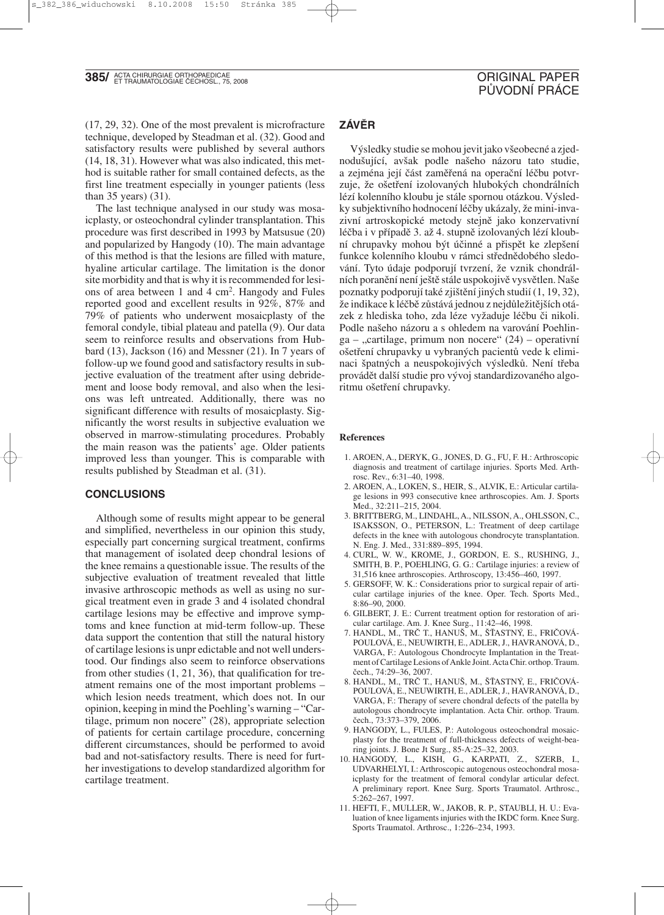(17, 29, 32). One of the most prevalent is microfracture technique, developed by Steadman et al. (32). Good and satisfactory results were published by several authors (14, 18, 31). However what was also indicated, this method is suitable rather for small contained defects, as the first line treatment especially in younger patients (less than 35 years) (31).

The last technique analysed in our study was mosaicplasty, or osteochondral cylinder transplantation. This procedure was first described in 1993 by Matsusue (20) and popularized by Hangody (10). The main advantage of this method is that the lesions are filled with mature, hyaline articular cartilage. The limitation is the donor site morbidity and that is why it is recommended for lesions of area between 1 and 4 cm². Hangody and Fules reported good and excellent results in 92%, 87% and 79% of patients who underwent mosaicplasty of the femoral condyle, tibial plateau and patella (9). Our data seem to reinforce results and observations from Hubbard (13), Jackson (16) and Messner (21). In 7 years of follow-up we found good and satisfactory results in subjective evaluation of the treatment after using debridement and loose body removal, and also when the lesions was left untreated. Additionally, there was no significant difference with results of mosaicplasty. Significantly the worst results in subjective evaluation we observed in marrow-stimulating procedures. Probably the main reason was the patients' age. Older patients improved less than younger. This is comparable with results published by Steadman et al. (31).

## CONCLUSIONS

Although some of results might appear to be general and simplified, nevertheless in our opinion this study, especially part concerning surgical treatment, confirms that management of isolated deep chondral lesions of the knee remains a questionable issue. The results of the subjective evaluation of treatment revealed that little invasive arthroscopic methods as well as using no surgical treatment even in grade 3 and 4 isolated chondral cartilage lesions may be effective and improve symptoms and knee function at mid-term follow-up. These data support the contention that still the natural history of cartilage lesions is unpredictable and not well understood. Our findings also seem to reinforce observations from other studies (1, 21, 36), that qualification for treatment remains one of the most important problems – which lesion needs treatment, which does not. In our opinion, keeping in mind the Poehling's warning – "Cartilage, primum non nocere" (28), appropriate selection of patients for certain cartilage procedure, concerning different circumstances, should be performed to avoid bad and not-satisfactory results. There is need for further investigations to develop standardized algorithm for cartilage treatment.

## ZÁVĚR

Výsledky studie se mohou jevit jako všeobecné a zjednodušující, avšak podle našeho názoru tato studie, a zejména její část zaměřená na operační léčbu potvrzuje, že ošetření izolovaných hlubokých chondrálních lézí kolenního kloubu je stále spornou otázkou. Výsledky subjektivního hodnocení léčby ukázaly, že mini-invazivní artroskopické metody stejně jako konzervativní léčba i v případě 3. až 4. stupně izolovaných lézí kloubní chrupavky mohou být účinné a přispět ke zlepšení funkce kolenního kloubu v rámci střednědobého sledování. Tyto údaje podporují tvrzení, že vznik chondrálních poranění není ještě stále uspokojivě vysvětlen. Naše poznatky podporují také zjištění jiných studií (1, 19, 32), že indikace k léčbě zůstává jednou z nejdůležitějších otázek z hlediska toho, zda léze vyžaduje léčbu či nikoli. Podle našeho názoru a s ohledem na varování Poehlinga – „cartilage, primum non nocere“ (24) – operativní ošetření chrupavky u vybraných pacientů vede k eliminaci špatných a neuspokojivých výsledků. Není třeba provádět další studie pro vývoj standardizovaného algoritmu ošetření chrupavky.

### References

1. AROEN, A., DERYK, G., JONES, D. G., FU, F. H.: Arthroscopic diagnosis and treatment of cartilage injuries. Sports Med. Arthrosc. Rev., 6:31–40, 1998.
2. AROEN, A., LOKEN, S., HEIR, S., ALVIK, E.: Articular cartilage lesions in 993 consecutive knee arthroscopies. Am. J. Sports Med., 32:211–215, 2004.
3. BRITTBERG, M., LINDAHL, A., NILSSON, A., OHLSSON, C., ISAKSSON, O., PETERSON, L.: Treatment of deep cartilage defects in the knee with autologous chondrocyte transplantation. N. Eng. J. Med., 331:889–895, 1994.
4. CURL, W. W., KROME, J., GORDON, E. S., RUSHING, J., SMITH, B. P., POEHLING, G. G.: Cartilage injuries: a review of 31,516 knee arthroscopies. Arthroscopy, 13:456–460, 1997.
5. GERSOFF, W. K.: Considerations prior to surgical repair of articular cartilage injuries of the knee. Oper. Tech. Sports Med., 8:86–90, 2000.
6. GILBERT, J. E.: Current treatment option for restoration of aricular cartilage. Am. J. Knee Surg., 11:42–46, 1998.
7. HANDL, M., TRČ T., HANUŠ, M., ŠŤASTNÝ, E., FRIČOVÁ-POULOVÁ, E., NEUWIRTH, E., ADLER, J., HAVRANOVÁ, D., VARGA, F.: Autologous Chondrocyte Implantation in the Treatment of Cartilage Lesions of Ankle Joint. Acta Chir. orthop. Traum. čech., 74:29–36, 2007.
8. HANDL, M., TRČ T., HANUŠ, M., ŠŤASTNÝ, E., FRIČOVÁ-POULOVÁ, E., NEUWIRTH, E., ADLER, J., HAVRANOVÁ, D., VARGA, F.: Therapy of severe chondral defects of the patella by autologous chondrocyte implantation. Acta Chir. orthop. Traum. čech., 73:373–379, 2006.
9. HANGODY, L., FULES, P.: Autologous osteochondral mosaicplasty for the treatment of full-thickness defects of weight-bearing joints. J. Bone Jt Surg., 85-A:25–32, 2003.
10. HANGODY, L., KISH, G., KARPATI, Z., SZERB, I., UDVARHELYI, I.: Arthroscopic autogenous osteochondral mosaicplasty for the treatment of femoral condylar articular defect. A preliminary report. Knee Surg. Sports Traumatol. Arthrosc., 5:262–267, 1997.
11. HEFTI, F., MULLER, W., JAKOB, R. P., STAUBLI, H. U.: Evaluation of knee ligaments injuries with the IKDC form. Knee Surg. Sports Traumatol. Arthrosc., 1:226–234, 1993.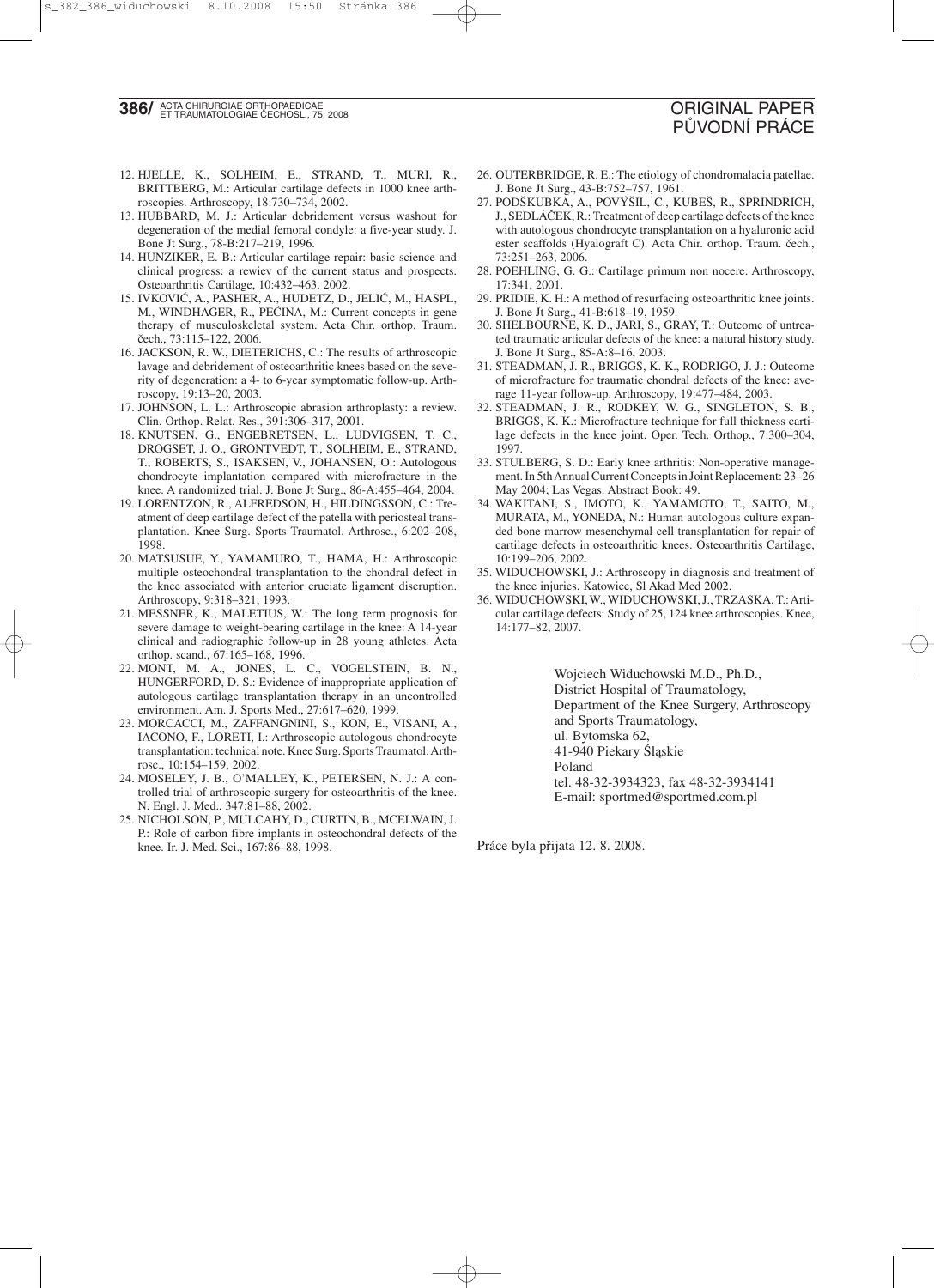12. HJELLE, K., SOLHEIM, E., STRAND, T., MURI, R., BRITTBERG, M.: Articular cartilage defects in 1000 knee arthroscopies. Arthroscopy, 18:730–734, 2002.
13. HUBBARD, M. J.: Articular debridement versus washout for degeneration of the medial femoral condyle: a five-year study. J. Bone Jt Surg., 78-B:217–219, 1996.
14. HUNZIKER, E. B.: Articular cartilage repair: basic science and clinical progress: a rewiev of the current status and prospects. Osteoarthritis Cartilage, 10:432–463, 2002.
15. IVKOVIĆ, A., PASHER, A., HUDETZ, D., JELIĆ, M., HASPL, M., WINDHAGER, R., PEĆINA, M.: Current concepts in gene therapy of musculoskeletal system. Acta Chir. orthop. Traum. čech., 73:115–122, 2006.
16. JACKSON, R. W., DIETERICHS, C.: The results of arthroscopic lavage and debridement of osteoarthritic knees based on the severity of degeneration: a 4- to 6-year symptomatic follow-up. Arthroscopy, 19:13–20, 2003.
17. JOHNSON, L. L.: Arthroscopic abrasion arthroplasty: a review. Clin. Orthop. Relat. Res., 391:306–317, 2001.
18. KNUTSEN, G., ENGEBRETSEN, L., LUDVIGSEN, T. C., DROGSET, J. O., GRONTVEDT, T., SOLHEIM, E., STRAND, T., ROBERTS, S., ISAKSEN, V., JOHANSEN, O.: Autologous chondrocyte implantation compared with microfracture in the knee. A randomized trial. J. Bone Jt Surg., 86-A:455–464, 2004.
19. LORENTZON, R., ALFREDSON, H., HILDINGSSON, C.: Treatment of deep cartilage defect of the patella with periosteal transplantation. Knee Surg. Sports Traumatol. Arthrosc., 6:202–208, 1998.
20. MATSUSUE, Y., YAMAMURO, T., HAMA, H.: Arthroscopic multiple osteochondral transplantation to the chondral defect in the knee associated with anterior cruciate ligament discruption. Arthroscopy, 9:318–321, 1993.
21. MESSNER, K., MALETIUS, W.: The long term prognosis for severe damage to weight-bearing cartilage in the knee: A 14-year clinical and radiographic follow-up in 28 young athletes. Acta orthop. scand., 67:165–168, 1996.
22. MONT, M. A., JONES, L. C., VOGELSTEIN, B. N., HUNGERFORD, D. S.: Evidence of inappropriate application of autologous cartilage transplantation therapy in an uncontrolled environment. Am. J. Sports Med., 27:617–620, 1999.
23. MORCACCI, M., ZAFFANGNINI, S., KON, E., VISANI, A., IACONO, F., LORETI, I.: Arthroscopic autologous chondrocyte transplantation: technical note. Knee Surg. Sports Traumatol. Arthrosc., 10:154–159, 2002.
24. MOSELEY, J. B., O'MALLEY, K., PETERSEN, N. J.: A controlled trial of arthroscopic surgery for osteoarthritis of the knee. N. Engl. J. Med., 347:81–88, 2002.
25. NICHOLSON, P., MULCAHY, D., CURTIN, B., MCELWAIN, J. P.: Role of carbon fibre implants in osteochondral defects of the knee. Ir. J. Med. Sci., 167:86–88, 1998.
26. OUTERBRIDGE, R. E.: The etiology of chondromalacia patellae. J. Bone Jt Surg., 43-B:752–757, 1961.
27. PODŠKUBKA, A., POVÝŠIL, C., KUBEŠ, R., SPRINDRICH, J., SEDLÁČEK, R.: Treatment of deep cartilage defects of the knee with autologous chondrocyte transplantation on a hyaluronic acid ester scaffolds (Hyalograft C). Acta Chir. orthop. Traum. čech., 73:251–263, 2006.
28. POEHLING, G. G.: Cartilage primum non nocere. Arthroscopy, 17:341, 2001.
29. PRIDIE, K. H.: A method of resurfacing osteoarthritic knee joints. J. Bone Jt Surg., 41-B:618–19, 1959.
30. SHELBOURNE, K. D., JARI, S., GRAY, T.: Outcome of untreated traumatic articular defects of the knee: a natural history study. J. Bone Jt Surg., 85-A:8–16, 2003.
31. STEADMAN, J. R., BRIGGS, K. K., RODRIGO, J. J.: Outcome of microfracture for traumatic chondral defects of the knee: average 11-year follow-up. Arthroscopy, 19:477–484, 2003.
32. STEADMAN, J. R., RODKEY, W. G., SINGLETON, S. B., BRIGGS, K. K.: Microfracture technique for full thickness cartilage defects in the knee joint. Oper. Tech. Orthop., 7:300–304, 1997.
33. STULBERG, S. D.: Early knee arthritis: Non-operative management. In 5th Annual Current Concepts in Joint Replacement: 23–26 May 2004; Las Vegas. Abstract Book: 49.
34. WAKITANI, S., IMOTO, K., YAMAMOTO, T., SAITO, M., MURATA, M., YONEDA, N.: Human autologous culture expanded bone marrow mesenchymal cell transplantation for repair of cartilage defects in osteoarthritic knees. Osteoarthritis Cartilage, 10:199–206, 2002.
35. WIDUCHOWSKI, J.: Arthroscopy in diagnosis and treatment of the knee injuries. Katowice, Sl Akad Med 2002.
36. WIDUCHOWSKI, W., WIDUCHOWSKI, J., TRZASKA, T.: Articular cartilage defects: Study of 25, 124 knee arthroscopies. Knee, 14:177–82, 2007.

Wojciech Widuchowski M.D., Ph.D.,
District Hospital of Traumatology,
Department of the Knee Surgery, Arthroscopy and Sports Traumatology,
ul. Bytomska 62,
41-940 Piekary Śląskie
Poland
tel. 48-32-3934323, fax 48-32-3934141
E-mail: sportmed@sportmed.com.pl

Práce byla přijata 12. 8. 2008.